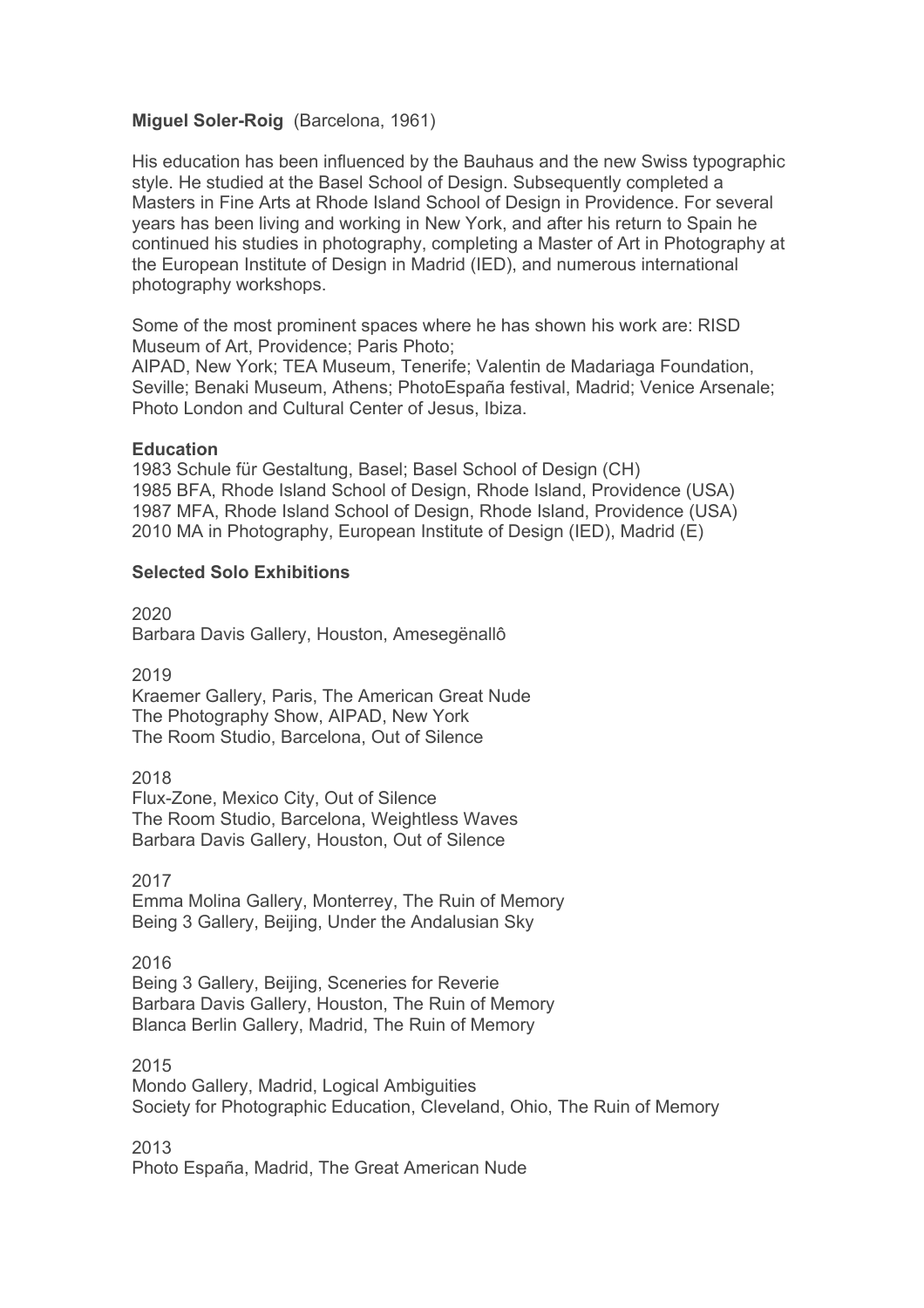**Miguel Soler-Roig** (Barcelona, 1961)

His education has been influenced by the Bauhaus and the new Swiss typographic style. He studied at the Basel School of Design. Subsequently completed a Masters in Fine Arts at Rhode Island School of Design in Providence. For several years has been living and working in New York, and after his return to Spain he continued his studies in photography, completing a Master of Art in Photography at the European Institute of Design in Madrid (IED), and numerous international photography workshops.

Some of the most prominent spaces where he has shown his work are: RISD Museum of Art, Providence; Paris Photo;
AIPAD, New York; TEA Museum, Tenerife; Valentin de Madariaga Foundation, Seville; Benaki Museum, Athens; PhotoEspaña festival, Madrid; Venice Arsenale; Photo London and Cultural Center of Jesus, Ibiza.

**Education**

1983 Schule für Gestaltung, Basel; Basel School of Design (CH)
1985 BFA, Rhode Island School of Design, Rhode Island, Providence (USA)
1987 MFA, Rhode Island School of Design, Rhode Island, Providence (USA)
2010 MA in Photography, European Institute of Design (IED), Madrid (E)

**Selected Solo Exhibitions**

2020
Barbara Davis Gallery, Houston, Amesegënallô

2019
Kraemer Gallery, Paris, The American Great Nude
The Photography Show, AIPAD, New York
The Room Studio, Barcelona, Out of Silence

2018
Flux-Zone, Mexico City, Out of Silence
The Room Studio, Barcelona, Weightless Waves
Barbara Davis Gallery, Houston, Out of Silence

2017
Emma Molina Gallery, Monterrey, The Ruin of Memory
Being 3 Gallery, Beijing, Under the Andalusian Sky

2016
Being 3 Gallery, Beijing, Sceneries for Reverie
Barbara Davis Gallery, Houston, The Ruin of Memory
Blanca Berlin Gallery, Madrid, The Ruin of Memory

2015
Mondo Gallery, Madrid, Logical Ambiguities
Society for Photographic Education, Cleveland, Ohio, The Ruin of Memory

2013
Photo España, Madrid, The Great American Nude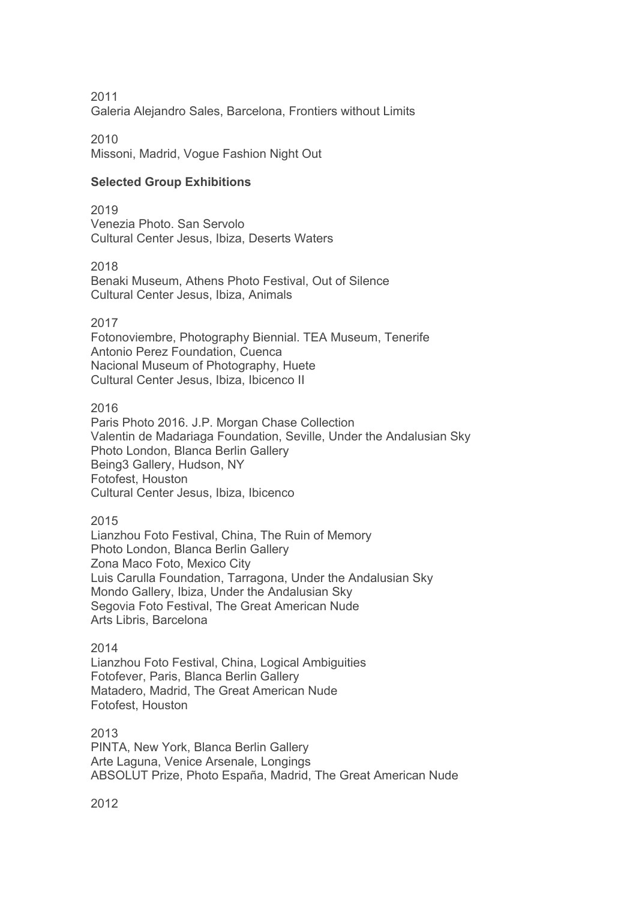2011
Galeria Alejandro Sales, Barcelona, Frontiers without Limits

2010
Missoni, Madrid, Vogue Fashion Night Out

**Selected Group Exhibitions**

2019
Venezia Photo. San Servolo
Cultural Center Jesus, Ibiza, Deserts Waters

2018
Benaki Museum, Athens Photo Festival, Out of Silence
Cultural Center Jesus, Ibiza, Animals

2017
Fotonoviembre, Photography Biennial. TEA Museum, Tenerife
Antonio Perez Foundation, Cuenca
Nacional Museum of Photography, Huete
Cultural Center Jesus, Ibiza, Ibicenco II

2016
Paris Photo 2016. J.P. Morgan Chase Collection
Valentin de Madariaga Foundation, Seville, Under the Andalusian Sky
Photo London, Blanca Berlin Gallery
Being3 Gallery, Hudson, NY
Fotofest, Houston
Cultural Center Jesus, Ibiza, Ibicenco

2015
Lianzhou Foto Festival, China, The Ruin of Memory
Photo London, Blanca Berlin Gallery
Zona Maco Foto, Mexico City
Luis Carulla Foundation, Tarragona, Under the Andalusian Sky
Mondo Gallery, Ibiza, Under the Andalusian Sky
Segovia Foto Festival, The Great American Nude
Arts Libris, Barcelona

2014
Lianzhou Foto Festival, China, Logical Ambiguities
Fotofever, Paris, Blanca Berlin Gallery
Matadero, Madrid, The Great American Nude
Fotofest, Houston

2013
PINTA, New York, Blanca Berlin Gallery
Arte Laguna, Venice Arsenale, Longings
ABSOLUT Prize, Photo España, Madrid, The Great American Nude

2012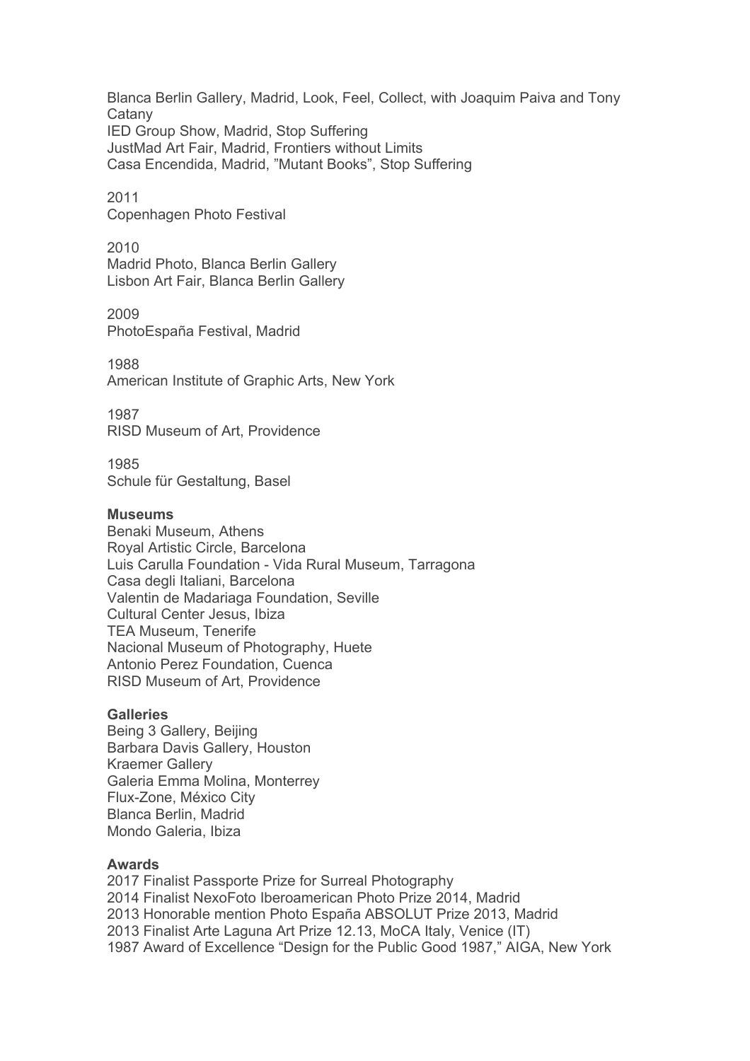Blanca Berlin Gallery, Madrid, Look, Feel, Collect, with Joaquim Paiva and Tony Catany
IED Group Show, Madrid, Stop Suffering
JustMad Art Fair, Madrid, Frontiers without Limits
Casa Encendida, Madrid, ”Mutant Books”, Stop Suffering

2011
Copenhagen Photo Festival

2010
Madrid Photo, Blanca Berlin Gallery
Lisbon Art Fair, Blanca Berlin Gallery

2009
PhotoEspaña Festival, Madrid

1988
American Institute of Graphic Arts, New York

1987
RISD Museum of Art, Providence

1985
Schule für Gestaltung, Basel

**Museums**
Benaki Museum, Athens
Royal Artistic Circle, Barcelona
Luis Carulla Foundation - Vida Rural Museum, Tarragona
Casa degli Italiani, Barcelona
Valentin de Madariaga Foundation, Seville
Cultural Center Jesus, Ibiza
TEA Museum, Tenerife
Nacional Museum of Photography, Huete
Antonio Perez Foundation, Cuenca
RISD Museum of Art, Providence

**Galleries**
Being 3 Gallery, Beijing
Barbara Davis Gallery, Houston
Kraemer Gallery
Galeria Emma Molina, Monterrey
Flux-Zone, México City
Blanca Berlin, Madrid
Mondo Galeria, Ibiza

**Awards**
2017 Finalist Passporte Prize for Surreal Photography
2014 Finalist NexoFoto Iberoamerican Photo Prize 2014, Madrid
2013 Honorable mention Photo España ABSOLUT Prize 2013, Madrid
2013 Finalist Arte Laguna Art Prize 12.13, MoCA Italy, Venice (IT)
1987 Award of Excellence “Design for the Public Good 1987,” AIGA, New York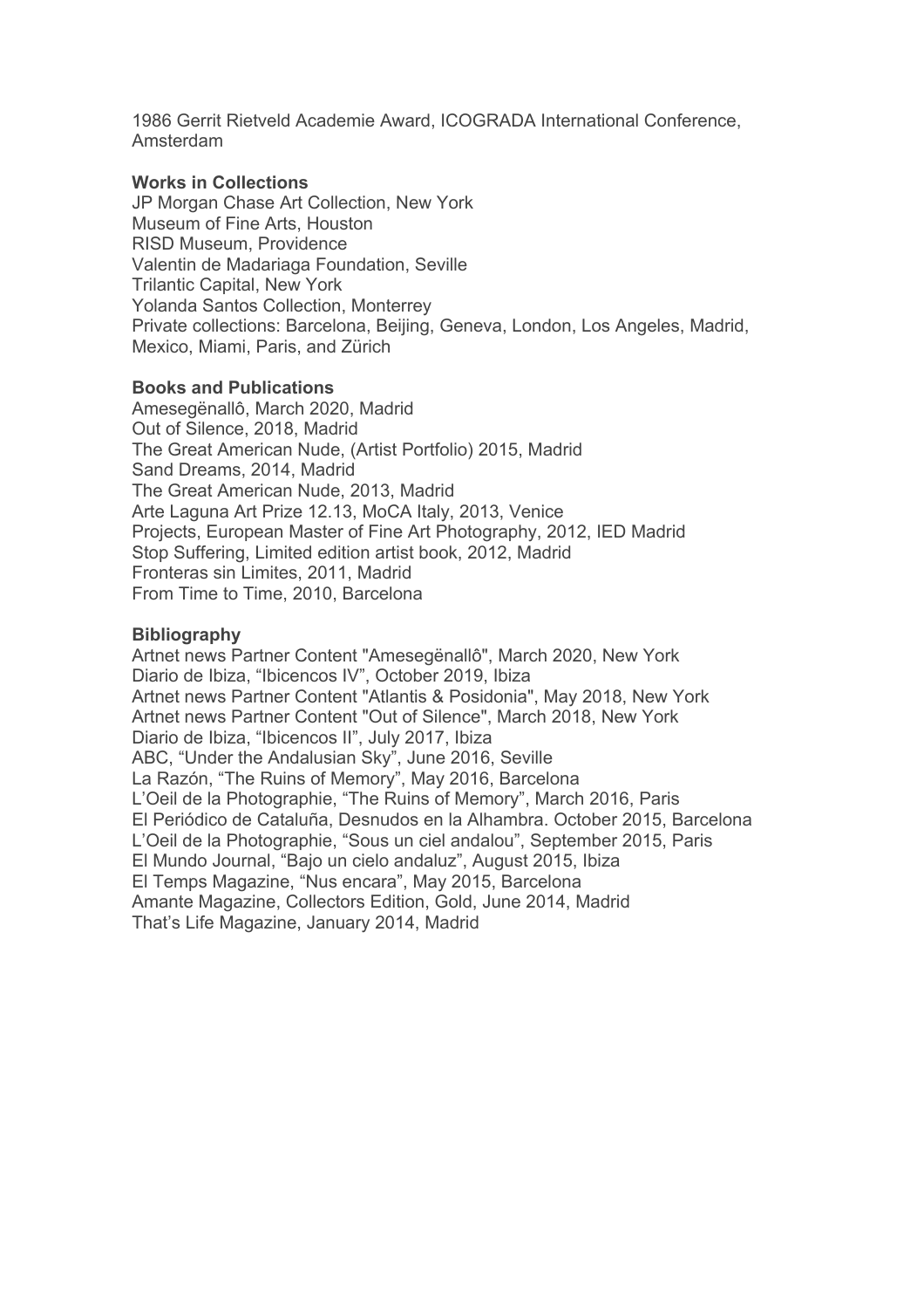1986 Gerrit Rietveld Academie Award, ICOGRADA International Conference, Amsterdam

**Works in Collections**

JP Morgan Chase Art Collection, New York
Museum of Fine Arts, Houston
RISD Museum, Providence
Valentin de Madariaga Foundation, Seville
Trilantic Capital, New York
Yolanda Santos Collection, Monterrey
Private collections: Barcelona, Beijing, Geneva, London, Los Angeles, Madrid, Mexico, Miami, Paris, and Zürich

**Books and Publications**

Amesegënallô, March 2020, Madrid
Out of Silence, 2018, Madrid
The Great American Nude, (Artist Portfolio) 2015, Madrid
Sand Dreams, 2014, Madrid
The Great American Nude, 2013, Madrid
Arte Laguna Art Prize 12.13, MoCA Italy, 2013, Venice
Projects, European Master of Fine Art Photography, 2012, IED Madrid
Stop Suffering, Limited edition artist book, 2012, Madrid
Fronteras sin Limites, 2011, Madrid
From Time to Time, 2010, Barcelona

**Bibliography**

Artnet news Partner Content "Amesegënallô", March 2020, New York
Diario de Ibiza, "Ibicencos IV", October 2019, Ibiza
Artnet news Partner Content "Atlantis & Posidonia", May 2018, New York
Artnet news Partner Content "Out of Silence", March 2018, New York
Diario de Ibiza, "Ibicencos II", July 2017, Ibiza
ABC, "Under the Andalusian Sky", June 2016, Seville
La Razón, "The Ruins of Memory", May 2016, Barcelona
L'Oeil de la Photographie, "The Ruins of Memory", March 2016, Paris
El Periódico de Cataluña, Desnudos en la Alhambra. October 2015, Barcelona
L'Oeil de la Photographie, "Sous un ciel andalou", September 2015, Paris
El Mundo Journal, "Bajo un cielo andaluz", August 2015, Ibiza
El Temps Magazine, "Nus encara", May 2015, Barcelona
Amante Magazine, Collectors Edition, Gold, June 2014, Madrid
That's Life Magazine, January 2014, Madrid